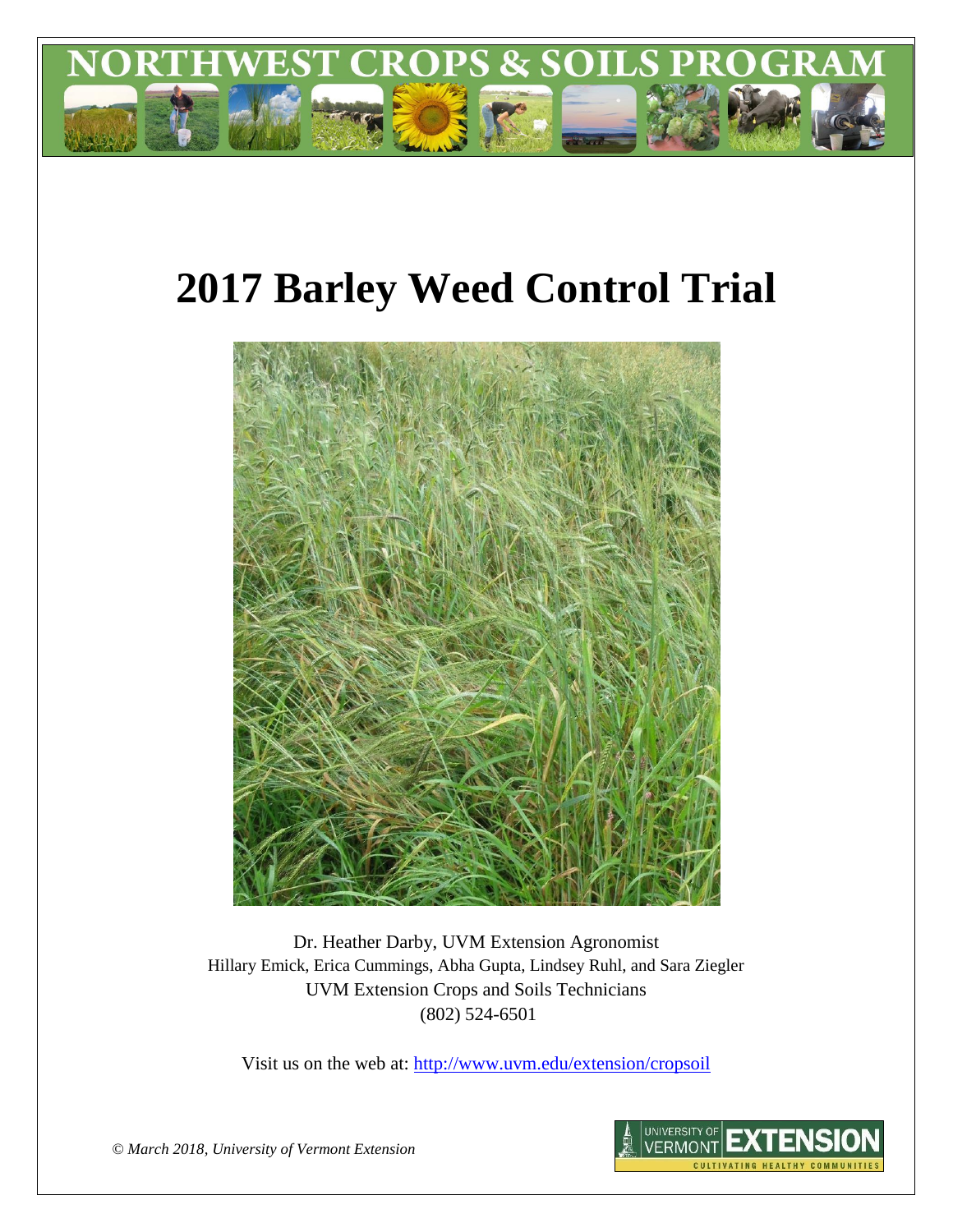# NORTHWEST CROPS & SOILS PROGRAM

# 2017 Barley Weed Control Trial

Dr. Heather Darby, UVM Extension Agronomist
Hillary Emick, Erica Cummings, Abha Gupta, Lindsey Ruhl, and Sara Ziegler
UVM Extension Crops and Soils Technicians
(802) 524-6501

Visit us on the web at: http://www.uvm.edu/extension/cropsoil

*© March 2018, University of Vermont Extension*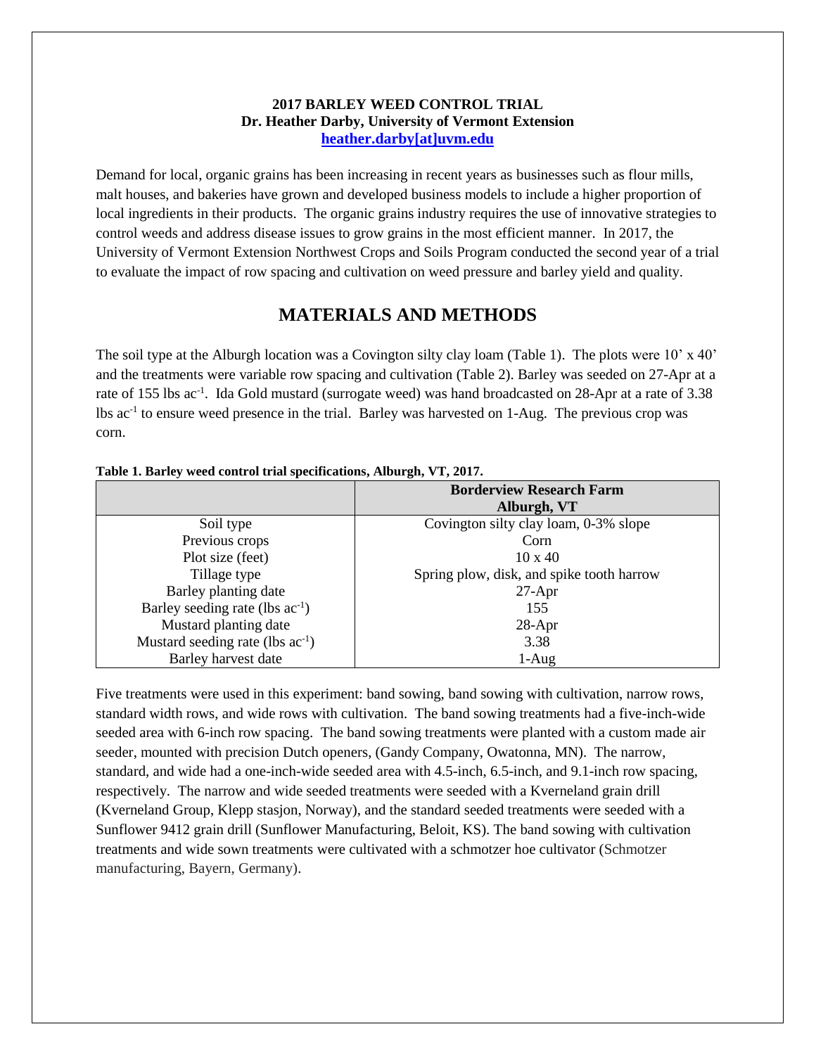**2017 BARLEY WEED CONTROL TRIAL**
**Dr. Heather Darby, University of Vermont Extension**
**heather.darby[at]uvm.edu**

Demand for local, organic grains has been increasing in recent years as businesses such as flour mills, malt houses, and bakeries have grown and developed business models to include a higher proportion of local ingredients in their products. The organic grains industry requires the use of innovative strategies to control weeds and address disease issues to grow grains in the most efficient manner. In 2017, the University of Vermont Extension Northwest Crops and Soils Program conducted the second year of a trial to evaluate the impact of row spacing and cultivation on weed pressure and barley yield and quality.

## MATERIALS AND METHODS

The soil type at the Alburgh location was a Covington silty clay loam (Table 1). The plots were 10' x 40' and the treatments were variable row spacing and cultivation (Table 2). Barley was seeded on 27-Apr at a rate of 155 lbs ac$^{-1}$. Ida Gold mustard (surrogate weed) was hand broadcasted on 28-Apr at a rate of 3.38 lbs ac$^{-1}$ to ensure weed presence in the trial. Barley was harvested on 1-Aug. The previous crop was corn.

**Table 1. Barley weed control trial specifications, Alburgh, VT, 2017.**

| | Borderview Research Farm Alburgh, VT |
|---|---|
| Soil type | Covington silty clay loam, 0-3% slope |
| Previous crops | Corn |
| Plot size (feet) | 10 x 40 |
| Tillage type | Spring plow, disk, and spike tooth harrow |
| Barley planting date | 27-Apr |
| Barley seeding rate (lbs ac$^{-1}$) | 155 |
| Mustard planting date | 28-Apr |
| Mustard seeding rate (lbs ac$^{-1}$) | 3.38 |
| Barley harvest date | 1-Aug |

Five treatments were used in this experiment: band sowing, band sowing with cultivation, narrow rows, standard width rows, and wide rows with cultivation. The band sowing treatments had a five-inch-wide seeded area with 6-inch row spacing. The band sowing treatments were planted with a custom made air seeder, mounted with precision Dutch openers, (Gandy Company, Owatonna, MN). The narrow, standard, and wide had a one-inch-wide seeded area with 4.5-inch, 6.5-inch, and 9.1-inch row spacing, respectively. The narrow and wide seeded treatments were seeded with a Kverneland grain drill (Kverneland Group, Klepp stasjon, Norway), and the standard seeded treatments were seeded with a Sunflower 9412 grain drill (Sunflower Manufacturing, Beloit, KS). The band sowing with cultivation treatments and wide sown treatments were cultivated with a schmotzer hoe cultivator (Schmotzer manufacturing, Bayern, Germany).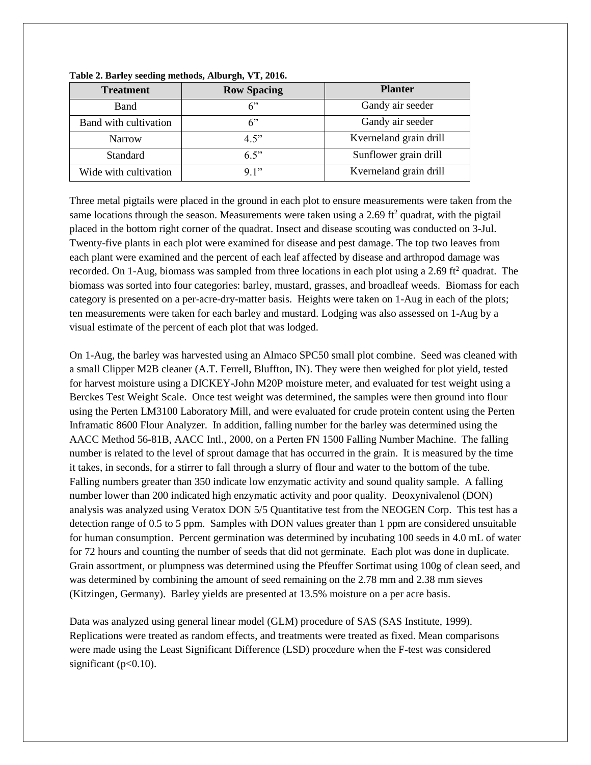**Table 2. Barley seeding methods, Alburgh, VT, 2016.**

| Treatment | Row Spacing | Planter |
|---|---|---|
| Band | 6" | Gandy air seeder |
| Band with cultivation | 6" | Gandy air seeder |
| Narrow | 4.5" | Kverneland grain drill |
| Standard | 6.5" | Sunflower grain drill |
| Wide with cultivation | 9.1" | Kverneland grain drill |

Three metal pigtails were placed in the ground in each plot to ensure measurements were taken from the same locations through the season. Measurements were taken using a 2.69 $ft^2$ quadrat, with the pigtail placed in the bottom right corner of the quadrat. Insect and disease scouting was conducted on 3-Jul. Twenty-five plants in each plot were examined for disease and pest damage. The top two leaves from each plant were examined and the percent of each leaf affected by disease and arthropod damage was recorded. On 1-Aug, biomass was sampled from three locations in each plot using a 2.69 $ft^2$ quadrat. The biomass was sorted into four categories: barley, mustard, grasses, and broadleaf weeds. Biomass for each category is presented on a per-acre-dry-matter basis. Heights were taken on 1-Aug in each of the plots; ten measurements were taken for each barley and mustard. Lodging was also assessed on 1-Aug by a visual estimate of the percent of each plot that was lodged.

On 1-Aug, the barley was harvested using an Almaco SPC50 small plot combine. Seed was cleaned with a small Clipper M2B cleaner (A.T. Ferrell, Bluffton, IN). They were then weighed for plot yield, tested for harvest moisture using a DICKEY-John M20P moisture meter, and evaluated for test weight using a Berckes Test Weight Scale. Once test weight was determined, the samples were then ground into flour using the Perten LM3100 Laboratory Mill, and were evaluated for crude protein content using the Perten Inframatic 8600 Flour Analyzer. In addition, falling number for the barley was determined using the AACC Method 56-81B, AACC Intl., 2000, on a Perten FN 1500 Falling Number Machine. The falling number is related to the level of sprout damage that has occurred in the grain. It is measured by the time it takes, in seconds, for a stirrer to fall through a slurry of flour and water to the bottom of the tube. Falling numbers greater than 350 indicate low enzymatic activity and sound quality sample. A falling number lower than 200 indicated high enzymatic activity and poor quality. Deoxynivalenol (DON) analysis was analyzed using Veratox DON 5/5 Quantitative test from the NEOGEN Corp. This test has a detection range of 0.5 to 5 ppm. Samples with DON values greater than 1 ppm are considered unsuitable for human consumption. Percent germination was determined by incubating 100 seeds in 4.0 mL of water for 72 hours and counting the number of seeds that did not germinate. Each plot was done in duplicate. Grain assortment, or plumpness was determined using the Pfeuffer Sortimat using 100g of clean seed, and was determined by combining the amount of seed remaining on the 2.78 mm and 2.38 mm sieves (Kitzingen, Germany). Barley yields are presented at 13.5% moisture on a per acre basis.

Data was analyzed using general linear model (GLM) procedure of SAS (SAS Institute, 1999). Replications were treated as random effects, and treatments were treated as fixed. Mean comparisons were made using the Least Significant Difference (LSD) procedure when the F-test was considered significant ($p<0.10$).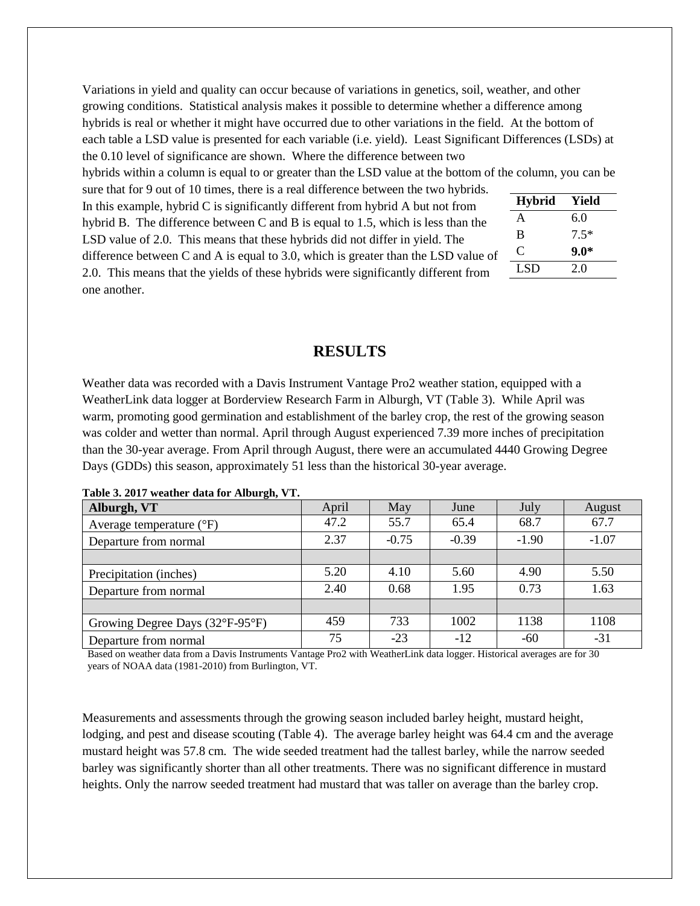Variations in yield and quality can occur because of variations in genetics, soil, weather, and other growing conditions. Statistical analysis makes it possible to determine whether a difference among hybrids is real or whether it might have occurred due to other variations in the field. At the bottom of each table a LSD value is presented for each variable (i.e. yield). Least Significant Differences (LSDs) at the 0.10 level of significance are shown. Where the difference between two hybrids within a column is equal to or greater than the LSD value at the bottom of the column, you can be sure that for 9 out of 10 times, there is a real difference between the two hybrids. In this example, hybrid C is significantly different from hybrid A but not from hybrid B. The difference between C and B is equal to 1.5, which is less than the LSD value of 2.0. This means that these hybrids did not differ in yield. The difference between C and A is equal to 3.0, which is greater than the LSD value of 2.0. This means that the yields of these hybrids were significantly different from one another.

| Hybrid | Yield |
|---|---|
| A | 6.0 |
| B | 7.5* |
| C | **9.0*** |
| LSD | 2.0 |

# RESULTS

Weather data was recorded with a Davis Instrument Vantage Pro2 weather station, equipped with a WeatherLink data logger at Borderview Research Farm in Alburgh, VT (Table 3). While April was warm, promoting good germination and establishment of the barley crop, the rest of the growing season was colder and wetter than normal. April through August experienced 7.39 more inches of precipitation than the 30-year average. From April through August, there were an accumulated 4440 Growing Degree Days (GDDs) this season, approximately 51 less than the historical 30-year average.

**Table 3. 2017 weather data for Alburgh, VT.**

| Alburgh, VT | April | May | June | July | August |
|---|---|---|---|---|---|
| Average temperature (°F) | 47.2 | 55.7 | 65.4 | 68.7 | 67.7 |
| Departure from normal | 2.37 | -0.75 | -0.39 | -1.90 | -1.07 |
| | | | | | |
| Precipitation (inches) | 5.20 | 4.10 | 5.60 | 4.90 | 5.50 |
| Departure from normal | 2.40 | 0.68 | 1.95 | 0.73 | 1.63 |
| | | | | | |
| Growing Degree Days (32°F-95°F) | 459 | 733 | 1002 | 1138 | 1108 |
| Departure from normal | 75 | -23 | -12 | -60 | -31 |

Based on weather data from a Davis Instruments Vantage Pro2 with WeatherLink data logger. Historical averages are for 30 years of NOAA data (1981-2010) from Burlington, VT.

Measurements and assessments through the growing season included barley height, mustard height, lodging, and pest and disease scouting (Table 4). The average barley height was 64.4 cm and the average mustard height was 57.8 cm. The wide seeded treatment had the tallest barley, while the narrow seeded barley was significantly shorter than all other treatments. There was no significant difference in mustard heights. Only the narrow seeded treatment had mustard that was taller on average than the barley crop.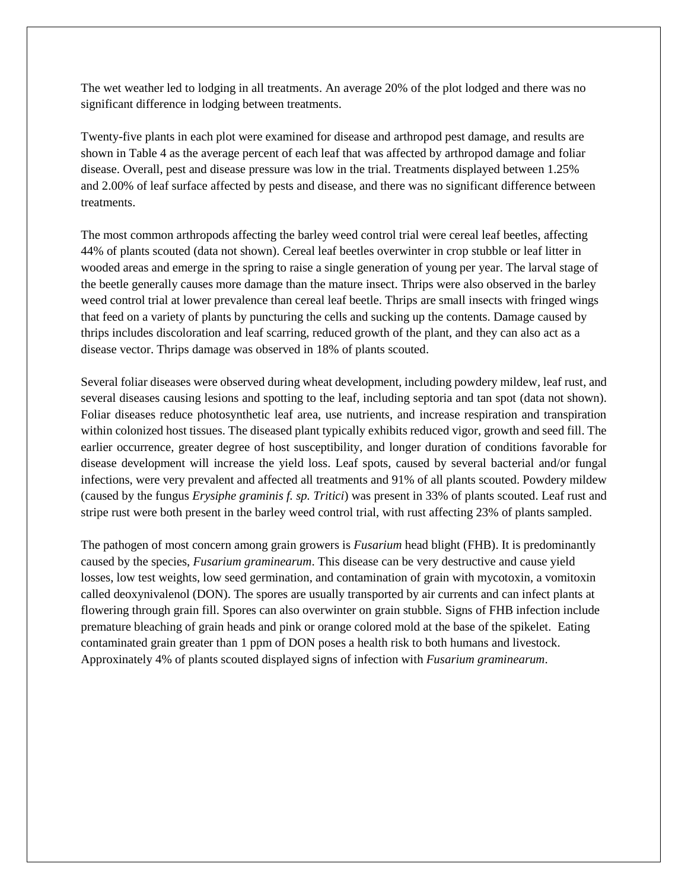The wet weather led to lodging in all treatments. An average 20% of the plot lodged and there was no significant difference in lodging between treatments.

Twenty-five plants in each plot were examined for disease and arthropod pest damage, and results are shown in Table 4 as the average percent of each leaf that was affected by arthropod damage and foliar disease. Overall, pest and disease pressure was low in the trial. Treatments displayed between 1.25% and 2.00% of leaf surface affected by pests and disease, and there was no significant difference between treatments.

The most common arthropods affecting the barley weed control trial were cereal leaf beetles, affecting 44% of plants scouted (data not shown). Cereal leaf beetles overwinter in crop stubble or leaf litter in wooded areas and emerge in the spring to raise a single generation of young per year. The larval stage of the beetle generally causes more damage than the mature insect. Thrips were also observed in the barley weed control trial at lower prevalence than cereal leaf beetle. Thrips are small insects with fringed wings that feed on a variety of plants by puncturing the cells and sucking up the contents. Damage caused by thrips includes discoloration and leaf scarring, reduced growth of the plant, and they can also act as a disease vector. Thrips damage was observed in 18% of plants scouted.

Several foliar diseases were observed during wheat development, including powdery mildew, leaf rust, and several diseases causing lesions and spotting to the leaf, including septoria and tan spot (data not shown). Foliar diseases reduce photosynthetic leaf area, use nutrients, and increase respiration and transpiration within colonized host tissues. The diseased plant typically exhibits reduced vigor, growth and seed fill. The earlier occurrence, greater degree of host susceptibility, and longer duration of conditions favorable for disease development will increase the yield loss. Leaf spots, caused by several bacterial and/or fungal infections, were very prevalent and affected all treatments and 91% of all plants scouted. Powdery mildew (caused by the fungus *Erysiphe graminis f. sp. Tritici*) was present in 33% of plants scouted. Leaf rust and stripe rust were both present in the barley weed control trial, with rust affecting 23% of plants sampled.

The pathogen of most concern among grain growers is *Fusarium* head blight (FHB). It is predominantly caused by the species, *Fusarium graminearum*. This disease can be very destructive and cause yield losses, low test weights, low seed germination, and contamination of grain with mycotoxin, a vomitoxin called deoxynivalenol (DON). The spores are usually transported by air currents and can infect plants at flowering through grain fill. Spores can also overwinter on grain stubble. Signs of FHB infection include premature bleaching of grain heads and pink or orange colored mold at the base of the spikelet. Eating contaminated grain greater than 1 ppm of DON poses a health risk to both humans and livestock. Approxinately 4% of plants scouted displayed signs of infection with *Fusarium graminearum*.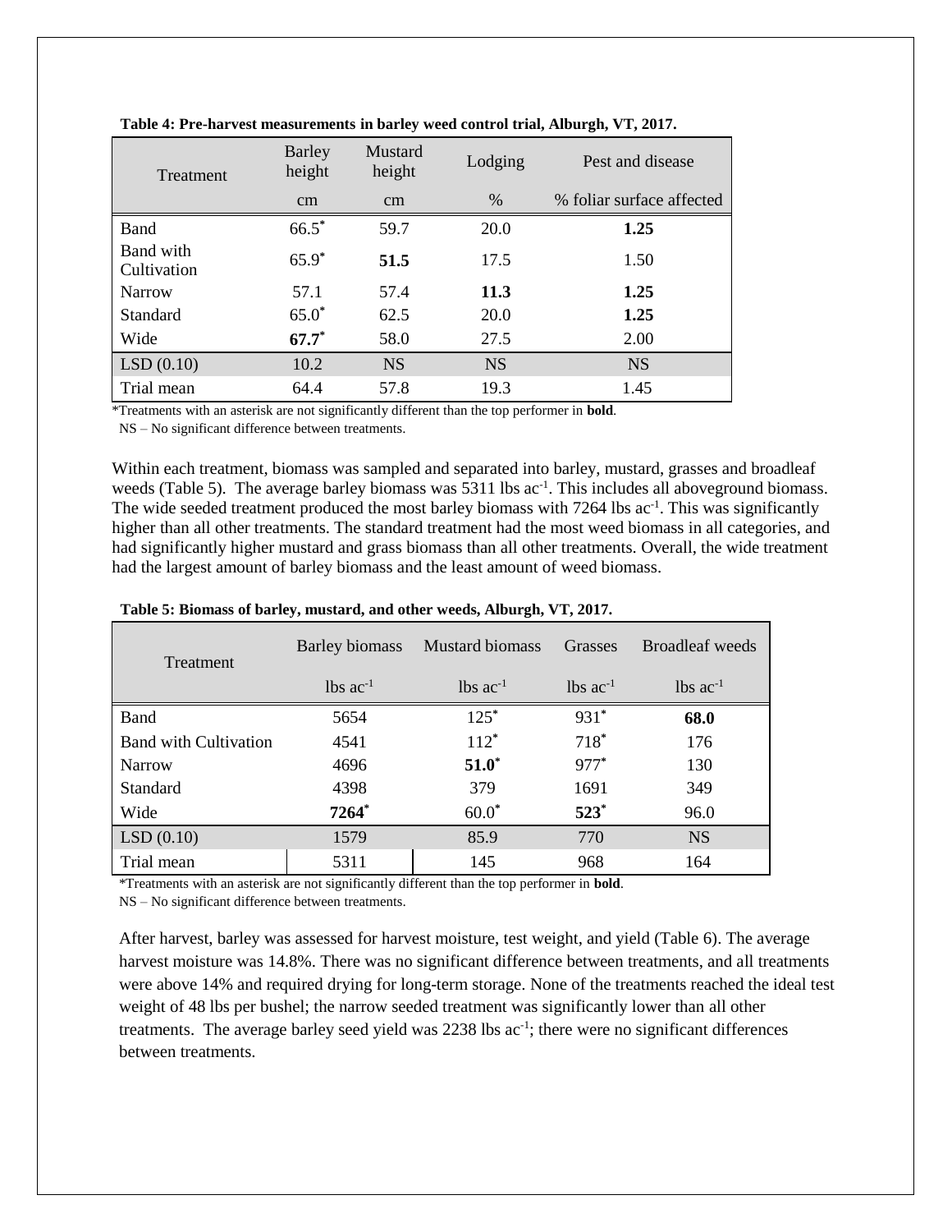**Table 4: Pre-harvest measurements in barley weed control trial, Alburgh, VT, 2017.**

| Treatment | Barley height | Mustard height | Lodging | Pest and disease |
|---|---|---|---|---|
| | cm | cm | % | % foliar surface affected |
| Band | 66.5* | 59.7 | 20.0 | **1.25** |
| Band with Cultivation | 65.9* | **51.5** | 17.5 | 1.50 |
| Narrow | 57.1 | 57.4 | **11.3** | **1.25** |
| Standard | 65.0* | 62.5 | 20.0 | **1.25** |
| Wide | **67.7*** | 58.0 | 27.5 | 2.00 |
| LSD (0.10) | 10.2 | NS | NS | NS |
| Trial mean | 64.4 | 57.8 | 19.3 | 1.45 |

*Treatments with an asterisk are not significantly different than the top performer in **bold**.
NS – No significant difference between treatments.

Within each treatment, biomass was sampled and separated into barley, mustard, grasses and broadleaf weeds (Table 5). The average barley biomass was 5311 lbs $ac^{-1}$. This includes all aboveground biomass. The wide seeded treatment produced the most barley biomass with 7264 lbs $ac^{-1}$. This was significantly higher than all other treatments. The standard treatment had the most weed biomass in all categories, and had significantly higher mustard and grass biomass than all other treatments. Overall, the wide treatment had the largest amount of barley biomass and the least amount of weed biomass.

**Table 5: Biomass of barley, mustard, and other weeds, Alburgh, VT, 2017.**

| Treatment | Barley biomass | Mustard biomass | Grasses | Broadleaf weeds |
|---|---|---|---|---|
| | lbs $ac^{-1}$ | lbs $ac^{-1}$ | lbs $ac^{-1}$ | lbs $ac^{-1}$ |
| Band | 5654 | 125* | 931* | **68.0** |
| Band with Cultivation | 4541 | 112* | 718* | 176 |
| Narrow | 4696 | **51.0*** | 977* | 130 |
| Standard | 4398 | 379 | 1691 | 349 |
| Wide | **7264*** | 60.0* | **523*** | 96.0 |
| LSD (0.10) | 1579 | 85.9 | 770 | NS |
| Trial mean | 5311 | 145 | 968 | 164 |

*Treatments with an asterisk are not significantly different than the top performer in **bold**.
NS – No significant difference between treatments.

After harvest, barley was assessed for harvest moisture, test weight, and yield (Table 6). The average harvest moisture was 14.8%. There was no significant difference between treatments, and all treatments were above 14% and required drying for long-term storage. None of the treatments reached the ideal test weight of 48 lbs per bushel; the narrow seeded treatment was significantly lower than all other treatments. The average barley seed yield was 2238 lbs $ac^{-1}$; there were no significant differences between treatments.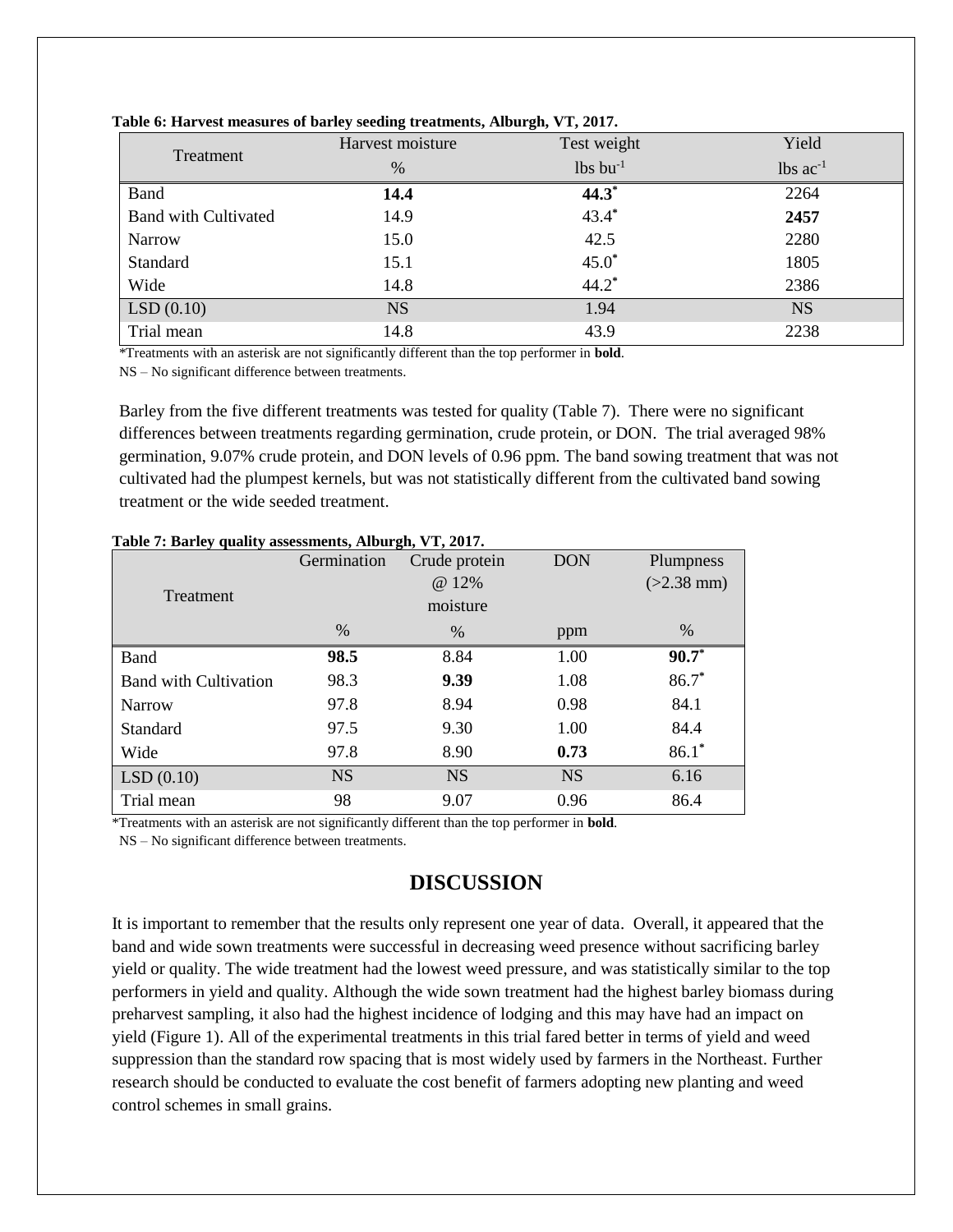**Table 6: Harvest measures of barley seeding treatments, Alburgh, VT, 2017.**

| Treatment | Harvest moisture | Test weight | Yield |
|---|---|---|---|
| | % | lbs bu$^{-1}$ | lbs ac$^{-1}$ |
| Band | **14.4** | **44.3*** | 2264 |
| Band with Cultivated | 14.9 | 43.4* | **2457** |
| Narrow | 15.0 | 42.5 | 2280 |
| Standard | 15.1 | 45.0* | 1805 |
| Wide | 14.8 | 44.2* | 2386 |
| LSD (0.10) | NS | 1.94 | NS |
| Trial mean | 14.8 | 43.9 | 2238 |

*Treatments with an asterisk are not significantly different than the top performer in **bold**.
NS – No significant difference between treatments.

Barley from the five different treatments was tested for quality (Table 7). There were no significant differences between treatments regarding germination, crude protein, or DON. The trial averaged 98% germination, 9.07% crude protein, and DON levels of 0.96 ppm. The band sowing treatment that was not cultivated had the plumpest kernels, but was not statistically different from the cultivated band sowing treatment or the wide seeded treatment.

**Table 7: Barley quality assessments, Alburgh, VT, 2017.**

| Treatment | Germination | Crude protein @ 12% moisture | DON | Plumpness (>2.38 mm) |
|---|---|---|---|---|
| | % | % | ppm | % |
| Band | **98.5** | 8.84 | 1.00 | **90.7*** |
| Band with Cultivation | 98.3 | **9.39** | 1.08 | 86.7* |
| Narrow | 97.8 | 8.94 | 0.98 | 84.1 |
| Standard | 97.5 | 9.30 | 1.00 | 84.4 |
| Wide | 97.8 | 8.90 | **0.73** | 86.1* |
| LSD (0.10) | NS | NS | NS | 6.16 |
| Trial mean | 98 | 9.07 | 0.96 | 86.4 |

*Treatments with an asterisk are not significantly different than the top performer in **bold**.
NS – No significant difference between treatments.

## DISCUSSION

It is important to remember that the results only represent one year of data. Overall, it appeared that the band and wide sown treatments were successful in decreasing weed presence without sacrificing barley yield or quality. The wide treatment had the lowest weed pressure, and was statistically similar to the top performers in yield and quality. Although the wide sown treatment had the highest barley biomass during preharvest sampling, it also had the highest incidence of lodging and this may have had an impact on yield (Figure 1). All of the experimental treatments in this trial fared better in terms of yield and weed suppression than the standard row spacing that is most widely used by farmers in the Northeast. Further research should be conducted to evaluate the cost benefit of farmers adopting new planting and weed control schemes in small grains.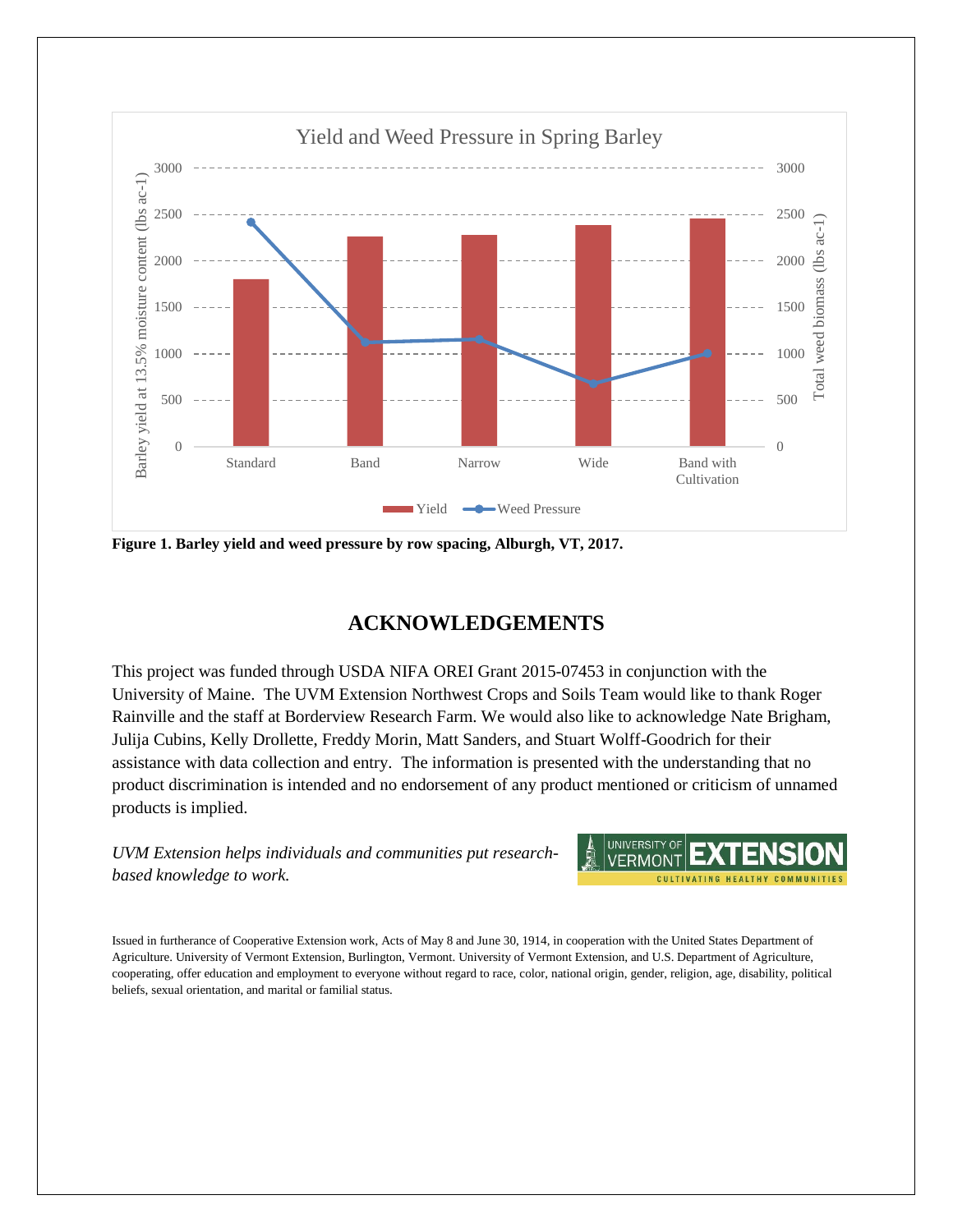Yield and Weed Pressure in Spring Barley

Barley yield at 13.5% moisture content (lbs ac-1)

Total weed biomass (lbs ac-1)

3000
2500
2000
1500
1000
500
0

Standard
Band
Narrow
Wide
Band with Cultivation

Yield
Weed Pressure

**Figure 1. Barley yield and weed pressure by row spacing, Alburgh, VT, 2017.**

## ACKNOWLEDGEMENTS

This project was funded through USDA NIFA OREI Grant 2015-07453 in conjunction with the University of Maine. The UVM Extension Northwest Crops and Soils Team would like to thank Roger Rainville and the staff at Borderview Research Farm. We would also like to acknowledge Nate Brigham, Julija Cubins, Kelly Drollette, Freddy Morin, Matt Sanders, and Stuart Wolff-Goodrich for their assistance with data collection and entry. The information is presented with the understanding that no product discrimination is intended and no endorsement of any product mentioned or criticism of unnamed products is implied.

*UVM Extension helps individuals and communities put research-based knowledge to work.*

UNIVERSITY OF VERMONT EXTENSION
CULTIVATING HEALTHY COMMUNITIES

Issued in furtherance of Cooperative Extension work, Acts of May 8 and June 30, 1914, in cooperation with the United States Department of Agriculture. University of Vermont Extension, Burlington, Vermont. University of Vermont Extension, and U.S. Department of Agriculture, cooperating, offer education and employment to everyone without regard to race, color, national origin, gender, religion, age, disability, political beliefs, sexual orientation, and marital or familial status.